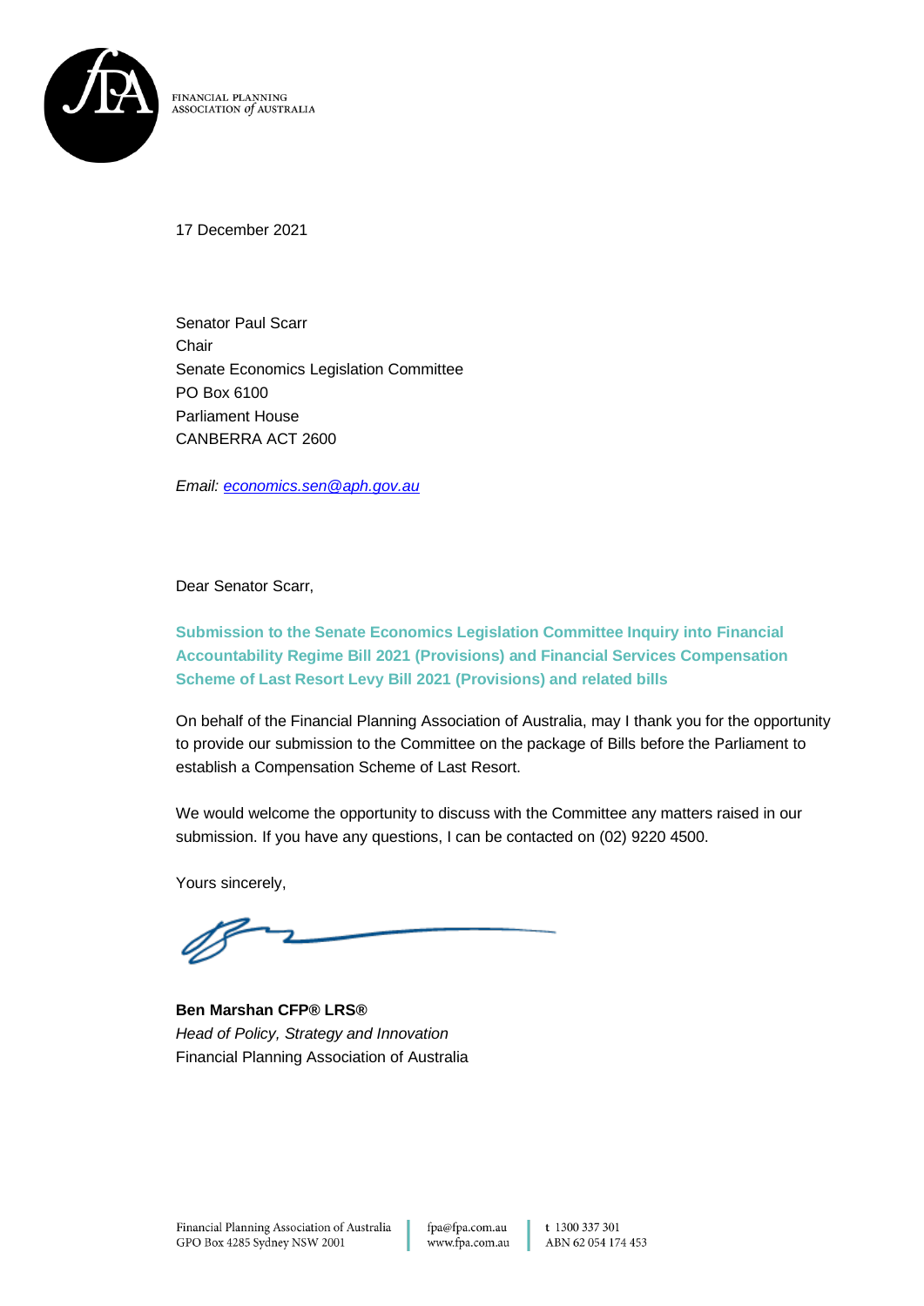FINANCIAL PLANNING ASSOCIATION *of* AUSTRALIA

17 December 2021

Senator Paul Scarr
Chair
Senate Economics Legislation Committee
PO Box 6100
Parliament House
CANBERRA ACT 2600

*Email: economics.sen@aph.gov.au*

Dear Senator Scarr,

**Submission to the Senate Economics Legislation Committee Inquiry into Financial Accountability Regime Bill 2021 (Provisions) and Financial Services Compensation Scheme of Last Resort Levy Bill 2021 (Provisions) and related bills**

On behalf of the Financial Planning Association of Australia, may I thank you for the opportunity to provide our submission to the Committee on the package of Bills before the Parliament to establish a Compensation Scheme of Last Resort.

We would welcome the opportunity to discuss with the Committee any matters raised in our submission. If you have any questions, I can be contacted on (02) 9220 4500.

Yours sincerely,

**Ben Marshan CFP® LRS®**
*Head of Policy, Strategy and Innovation*
Financial Planning Association of Australia

Financial Planning Association of Australia
GPO Box 4285 Sydney NSW 2001
fpa@fpa.com.au
www.fpa.com.au
t 1300 337 301
ABN 62 054 174 453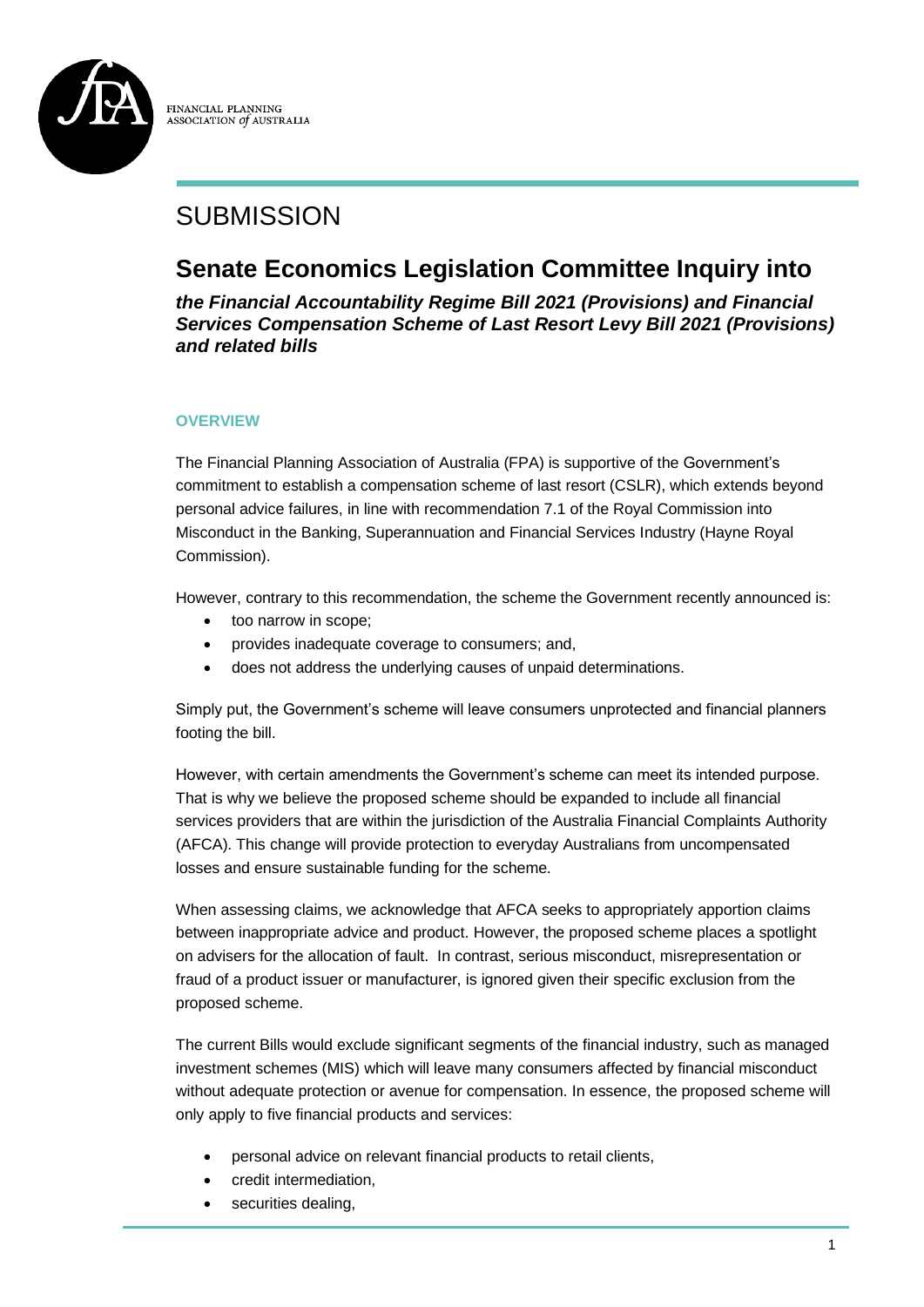FINANCIAL PLANNING ASSOCIATION *of* AUSTRALIA

# SUBMISSION

## Senate Economics Legislation Committee Inquiry into

***the Financial Accountability Regime Bill 2021 (Provisions) and Financial Services Compensation Scheme of Last Resort Levy Bill 2021 (Provisions) and related bills***

### OVERVIEW

The Financial Planning Association of Australia (FPA) is supportive of the Government's commitment to establish a compensation scheme of last resort (CSLR), which extends beyond personal advice failures, in line with recommendation 7.1 of the Royal Commission into Misconduct in the Banking, Superannuation and Financial Services Industry (Hayne Royal Commission).

However, contrary to this recommendation, the scheme the Government recently announced is:

- too narrow in scope;
- provides inadequate coverage to consumers; and,
- does not address the underlying causes of unpaid determinations.

Simply put, the Government's scheme will leave consumers unprotected and financial planners footing the bill.

However, with certain amendments the Government's scheme can meet its intended purpose. That is why we believe the proposed scheme should be expanded to include all financial services providers that are within the jurisdiction of the Australia Financial Complaints Authority (AFCA). This change will provide protection to everyday Australians from uncompensated losses and ensure sustainable funding for the scheme.

When assessing claims, we acknowledge that AFCA seeks to appropriately apportion claims between inappropriate advice and product. However, the proposed scheme places a spotlight on advisers for the allocation of fault. In contrast, serious misconduct, misrepresentation or fraud of a product issuer or manufacturer, is ignored given their specific exclusion from the proposed scheme.

The current Bills would exclude significant segments of the financial industry, such as managed investment schemes (MIS) which will leave many consumers affected by financial misconduct without adequate protection or avenue for compensation. In essence, the proposed scheme will only apply to five financial products and services:

- personal advice on relevant financial products to retail clients,
- credit intermediation,
- securities dealing,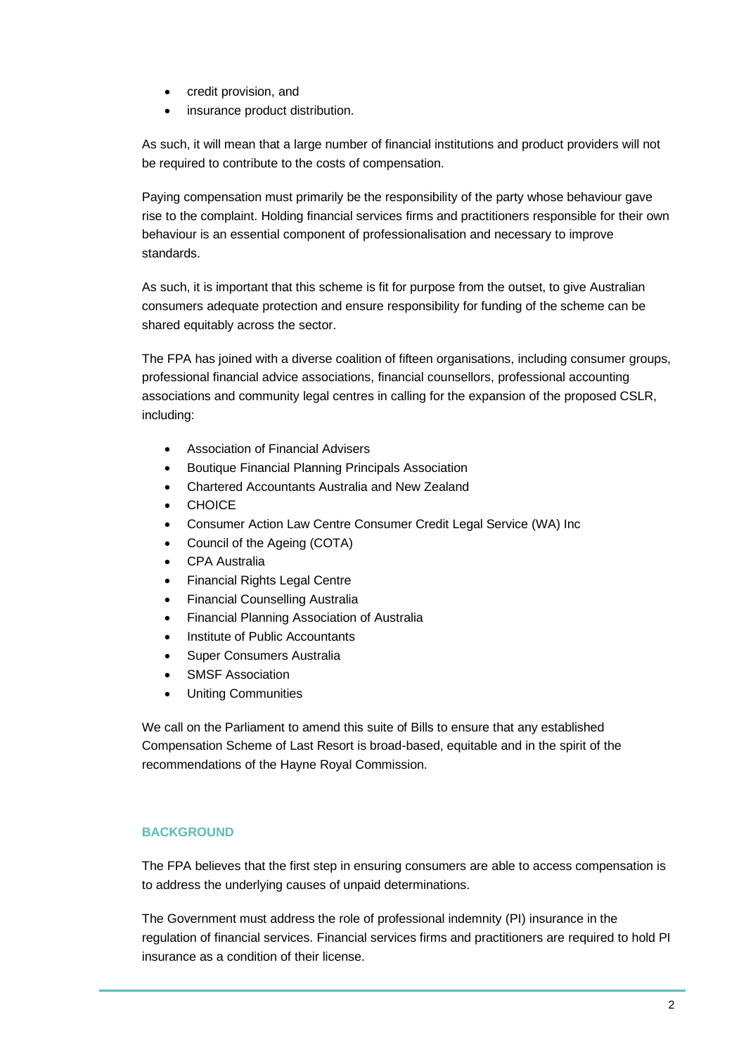- credit provision, and
- insurance product distribution.

As such, it will mean that a large number of financial institutions and product providers will not be required to contribute to the costs of compensation.

Paying compensation must primarily be the responsibility of the party whose behaviour gave rise to the complaint. Holding financial services firms and practitioners responsible for their own behaviour is an essential component of professionalisation and necessary to improve standards.

As such, it is important that this scheme is fit for purpose from the outset, to give Australian consumers adequate protection and ensure responsibility for funding of the scheme can be shared equitably across the sector.

The FPA has joined with a diverse coalition of fifteen organisations, including consumer groups, professional financial advice associations, financial counsellors, professional accounting associations and community legal centres in calling for the expansion of the proposed CSLR, including:

- Association of Financial Advisers
- Boutique Financial Planning Principals Association
- Chartered Accountants Australia and New Zealand
- CHOICE
- Consumer Action Law Centre Consumer Credit Legal Service (WA) Inc
- Council of the Ageing (COTA)
- CPA Australia
- Financial Rights Legal Centre
- Financial Counselling Australia
- Financial Planning Association of Australia
- Institute of Public Accountants
- Super Consumers Australia
- SMSF Association
- Uniting Communities

We call on the Parliament to amend this suite of Bills to ensure that any established Compensation Scheme of Last Resort is broad-based, equitable and in the spirit of the recommendations of the Hayne Royal Commission.

## BACKGROUND

The FPA believes that the first step in ensuring consumers are able to access compensation is to address the underlying causes of unpaid determinations.

The Government must address the role of professional indemnity (PI) insurance in the regulation of financial services. Financial services firms and practitioners are required to hold PI insurance as a condition of their license.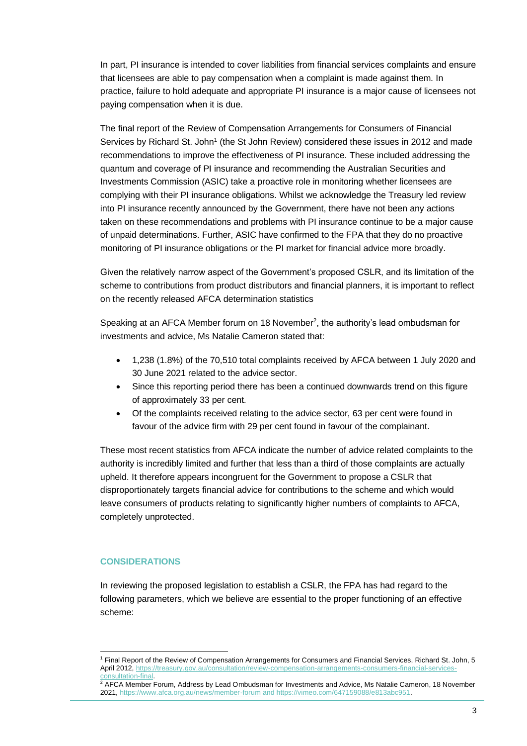In part, PI insurance is intended to cover liabilities from financial services complaints and ensure that licensees are able to pay compensation when a complaint is made against them. In practice, failure to hold adequate and appropriate PI insurance is a major cause of licensees not paying compensation when it is due.

The final report of the Review of Compensation Arrangements for Consumers of Financial Services by Richard St. John[1] (the St John Review) considered these issues in 2012 and made recommendations to improve the effectiveness of PI insurance. These included addressing the quantum and coverage of PI insurance and recommending the Australian Securities and Investments Commission (ASIC) take a proactive role in monitoring whether licensees are complying with their PI insurance obligations. Whilst we acknowledge the Treasury led review into PI insurance recently announced by the Government, there have not been any actions taken on these recommendations and problems with PI insurance continue to be a major cause of unpaid determinations. Further, ASIC have confirmed to the FPA that they do no proactive monitoring of PI insurance obligations or the PI market for financial advice more broadly.

Given the relatively narrow aspect of the Government's proposed CSLR, and its limitation of the scheme to contributions from product distributors and financial planners, it is important to reflect on the recently released AFCA determination statistics

Speaking at an AFCA Member forum on 18 November[2], the authority's lead ombudsman for investments and advice, Ms Natalie Cameron stated that:

- 1,238 (1.8%) of the 70,510 total complaints received by AFCA between 1 July 2020 and 30 June 2021 related to the advice sector.
- Since this reporting period there has been a continued downwards trend on this figure of approximately 33 per cent.
- Of the complaints received relating to the advice sector, 63 per cent were found in favour of the advice firm with 29 per cent found in favour of the complainant.

These most recent statistics from AFCA indicate the number of advice related complaints to the authority is incredibly limited and further that less than a third of those complaints are actually upheld. It therefore appears incongruent for the Government to propose a CSLR that disproportionately targets financial advice for contributions to the scheme and which would leave consumers of products relating to significantly higher numbers of complaints to AFCA, completely unprotected.

## CONSIDERATIONS

In reviewing the proposed legislation to establish a CSLR, the FPA has had regard to the following parameters, which we believe are essential to the proper functioning of an effective scheme:

---

[1] Final Report of the Review of Compensation Arrangements for Consumers and Financial Services, Richard St. John, 5 April 2012, https://treasury.gov.au/consultation/review-compensation-arrangements-consumers-financial-services-consultation-final.

[2] AFCA Member Forum, Address by Lead Ombudsman for Investments and Advice, Ms Natalie Cameron, 18 November 2021, https://www.afca.org.au/news/member-forum and https://vimeo.com/647159088/e813abc951.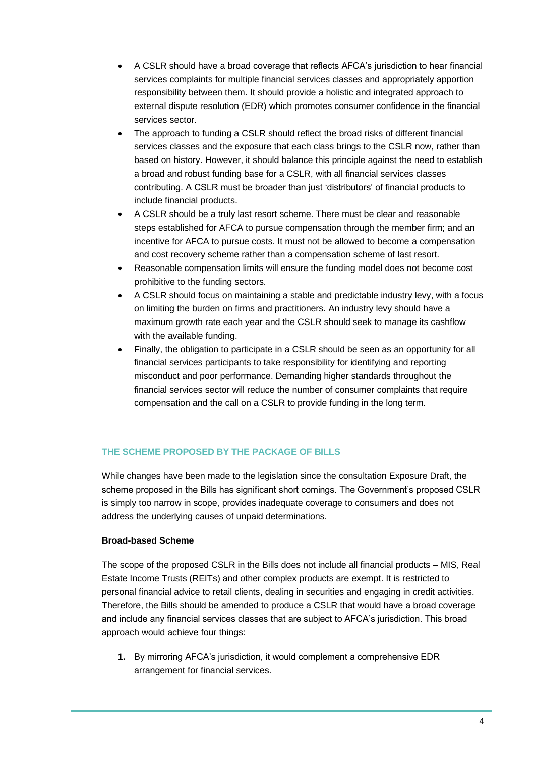- A CSLR should have a broad coverage that reflects AFCA's jurisdiction to hear financial services complaints for multiple financial services classes and appropriately apportion responsibility between them. It should provide a holistic and integrated approach to external dispute resolution (EDR) which promotes consumer confidence in the financial services sector.
- The approach to funding a CSLR should reflect the broad risks of different financial services classes and the exposure that each class brings to the CSLR now, rather than based on history. However, it should balance this principle against the need to establish a broad and robust funding base for a CSLR, with all financial services classes contributing. A CSLR must be broader than just 'distributors' of financial products to include financial products.
- A CSLR should be a truly last resort scheme. There must be clear and reasonable steps established for AFCA to pursue compensation through the member firm; and an incentive for AFCA to pursue costs. It must not be allowed to become a compensation and cost recovery scheme rather than a compensation scheme of last resort.
- Reasonable compensation limits will ensure the funding model does not become cost prohibitive to the funding sectors.
- A CSLR should focus on maintaining a stable and predictable industry levy, with a focus on limiting the burden on firms and practitioners. An industry levy should have a maximum growth rate each year and the CSLR should seek to manage its cashflow with the available funding.
- Finally, the obligation to participate in a CSLR should be seen as an opportunity for all financial services participants to take responsibility for identifying and reporting misconduct and poor performance. Demanding higher standards throughout the financial services sector will reduce the number of consumer complaints that require compensation and the call on a CSLR to provide funding in the long term.

## THE SCHEME PROPOSED BY THE PACKAGE OF BILLS

While changes have been made to the legislation since the consultation Exposure Draft, the scheme proposed in the Bills has significant short comings. The Government's proposed CSLR is simply too narrow in scope, provides inadequate coverage to consumers and does not address the underlying causes of unpaid determinations.

### Broad-based Scheme

The scope of the proposed CSLR in the Bills does not include all financial products – MIS, Real Estate Income Trusts (REITs) and other complex products are exempt. It is restricted to personal financial advice to retail clients, dealing in securities and engaging in credit activities. Therefore, the Bills should be amended to produce a CSLR that would have a broad coverage and include any financial services classes that are subject to AFCA's jurisdiction. This broad approach would achieve four things:

1. By mirroring AFCA's jurisdiction, it would complement a comprehensive EDR arrangement for financial services.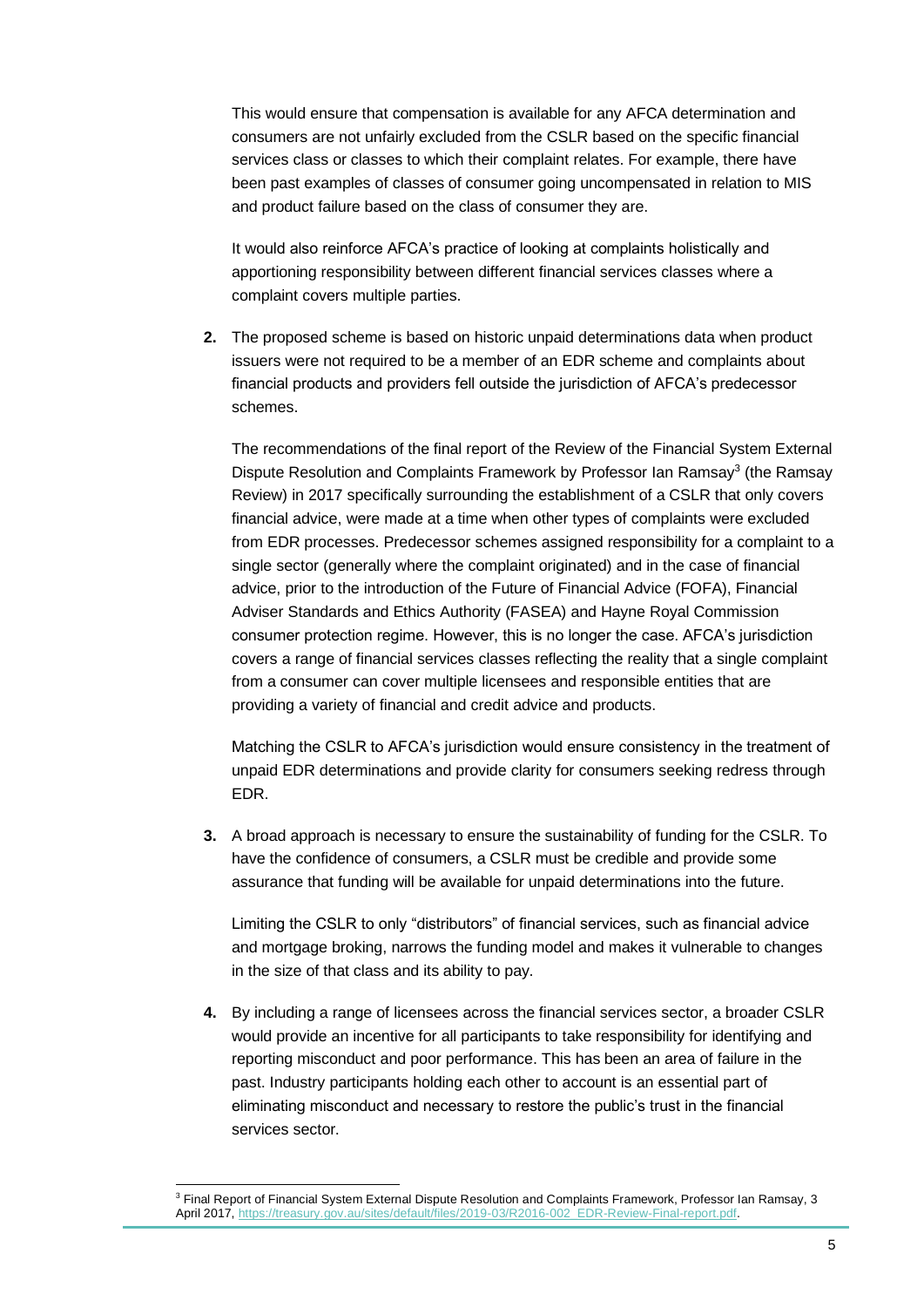This would ensure that compensation is available for any AFCA determination and consumers are not unfairly excluded from the CSLR based on the specific financial services class or classes to which their complaint relates. For example, there have been past examples of classes of consumer going uncompensated in relation to MIS and product failure based on the class of consumer they are.

It would also reinforce AFCA's practice of looking at complaints holistically and apportioning responsibility between different financial services classes where a complaint covers multiple parties.

2. The proposed scheme is based on historic unpaid determinations data when product issuers were not required to be a member of an EDR scheme and complaints about financial products and providers fell outside the jurisdiction of AFCA's predecessor schemes.

   The recommendations of the final report of the Review of the Financial System External Dispute Resolution and Complaints Framework by Professor Ian Ramsay[3] (the Ramsay Review) in 2017 specifically surrounding the establishment of a CSLR that only covers financial advice, were made at a time when other types of complaints were excluded from EDR processes. Predecessor schemes assigned responsibility for a complaint to a single sector (generally where the complaint originated) and in the case of financial advice, prior to the introduction of the Future of Financial Advice (FOFA), Financial Adviser Standards and Ethics Authority (FASEA) and Hayne Royal Commission consumer protection regime. However, this is no longer the case. AFCA's jurisdiction covers a range of financial services classes reflecting the reality that a single complaint from a consumer can cover multiple licensees and responsible entities that are providing a variety of financial and credit advice and products.

   Matching the CSLR to AFCA's jurisdiction would ensure consistency in the treatment of unpaid EDR determinations and provide clarity for consumers seeking redress through EDR.

3. A broad approach is necessary to ensure the sustainability of funding for the CSLR. To have the confidence of consumers, a CSLR must be credible and provide some assurance that funding will be available for unpaid determinations into the future.

   Limiting the CSLR to only "distributors" of financial services, such as financial advice and mortgage broking, narrows the funding model and makes it vulnerable to changes in the size of that class and its ability to pay.

4. By including a range of licensees across the financial services sector, a broader CSLR would provide an incentive for all participants to take responsibility for identifying and reporting misconduct and poor performance. This has been an area of failure in the past. Industry participants holding each other to account is an essential part of eliminating misconduct and necessary to restore the public's trust in the financial services sector.

---

[3] Final Report of Financial System External Dispute Resolution and Complaints Framework, Professor Ian Ramsay, 3 April 2017, https://treasury.gov.au/sites/default/files/2019-03/R2016-002_EDR-Review-Final-report.pdf.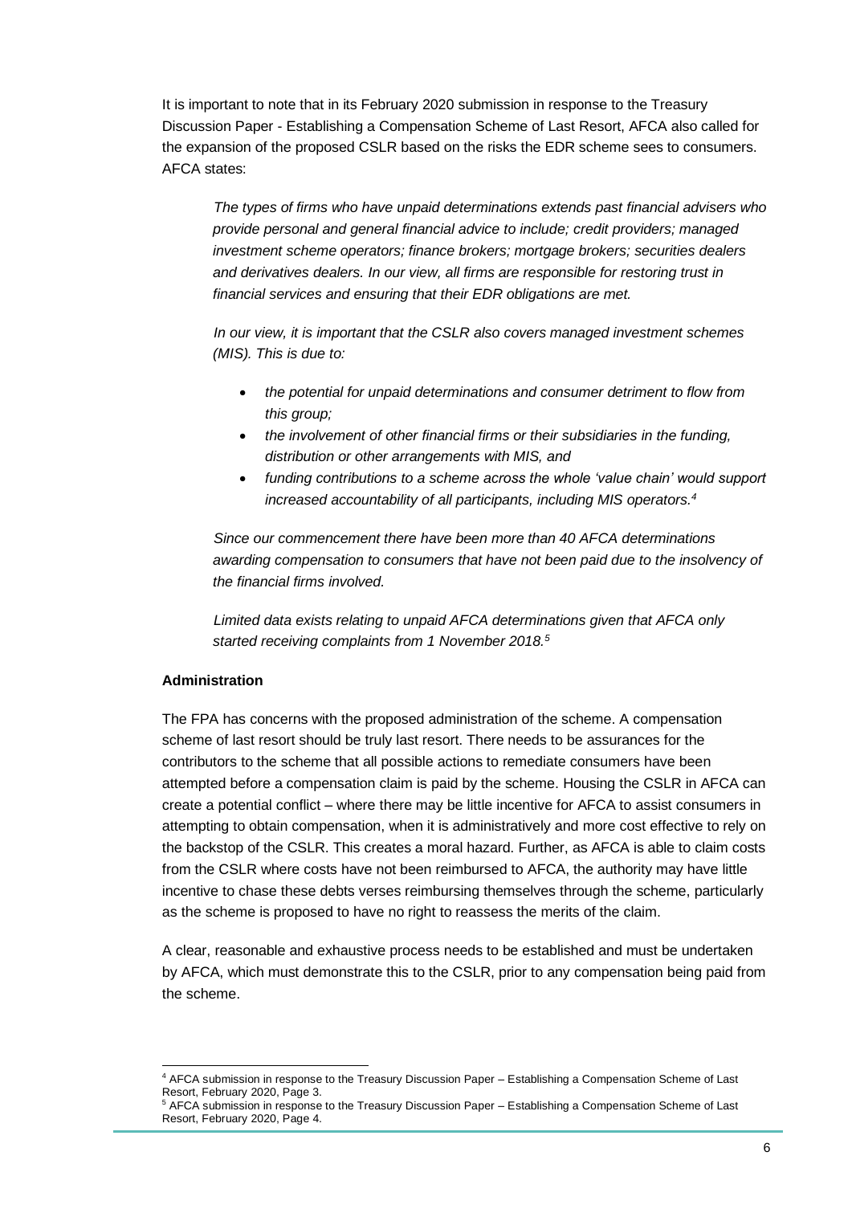It is important to note that in its February 2020 submission in response to the Treasury Discussion Paper - Establishing a Compensation Scheme of Last Resort, AFCA also called for the expansion of the proposed CSLR based on the risks the EDR scheme sees to consumers. AFCA states:

> *The types of firms who have unpaid determinations extends past financial advisers who provide personal and general financial advice to include; credit providers; managed investment scheme operators; finance brokers; mortgage brokers; securities dealers and derivatives dealers. In our view, all firms are responsible for restoring trust in financial services and ensuring that their EDR obligations are met.*
>
> *In our view, it is important that the CSLR also covers managed investment schemes (MIS). This is due to:*
>
> - *the potential for unpaid determinations and consumer detriment to flow from this group;*
> - *the involvement of other financial firms or their subsidiaries in the funding, distribution or other arrangements with MIS, and*
> - *funding contributions to a scheme across the whole 'value chain' would support increased accountability of all participants, including MIS operators.*[4]
>
> *Since our commencement there have been more than 40 AFCA determinations awarding compensation to consumers that have not been paid due to the insolvency of the financial firms involved.*
>
> *Limited data exists relating to unpaid AFCA determinations given that AFCA only started receiving complaints from 1 November 2018.*[5]

**Administration**

The FPA has concerns with the proposed administration of the scheme. A compensation scheme of last resort should be truly last resort. There needs to be assurances for the contributors to the scheme that all possible actions to remediate consumers have been attempted before a compensation claim is paid by the scheme. Housing the CSLR in AFCA can create a potential conflict – where there may be little incentive for AFCA to assist consumers in attempting to obtain compensation, when it is administratively and more cost effective to rely on the backstop of the CSLR. This creates a moral hazard. Further, as AFCA is able to claim costs from the CSLR where costs have not been reimbursed to AFCA, the authority may have little incentive to chase these debts verses reimbursing themselves through the scheme, particularly as the scheme is proposed to have no right to reassess the merits of the claim.

A clear, reasonable and exhaustive process needs to be established and must be undertaken by AFCA, which must demonstrate this to the CSLR, prior to any compensation being paid from the scheme.

---

[4] AFCA submission in response to the Treasury Discussion Paper – Establishing a Compensation Scheme of Last Resort, February 2020, Page 3.

[5] AFCA submission in response to the Treasury Discussion Paper – Establishing a Compensation Scheme of Last Resort, February 2020, Page 4.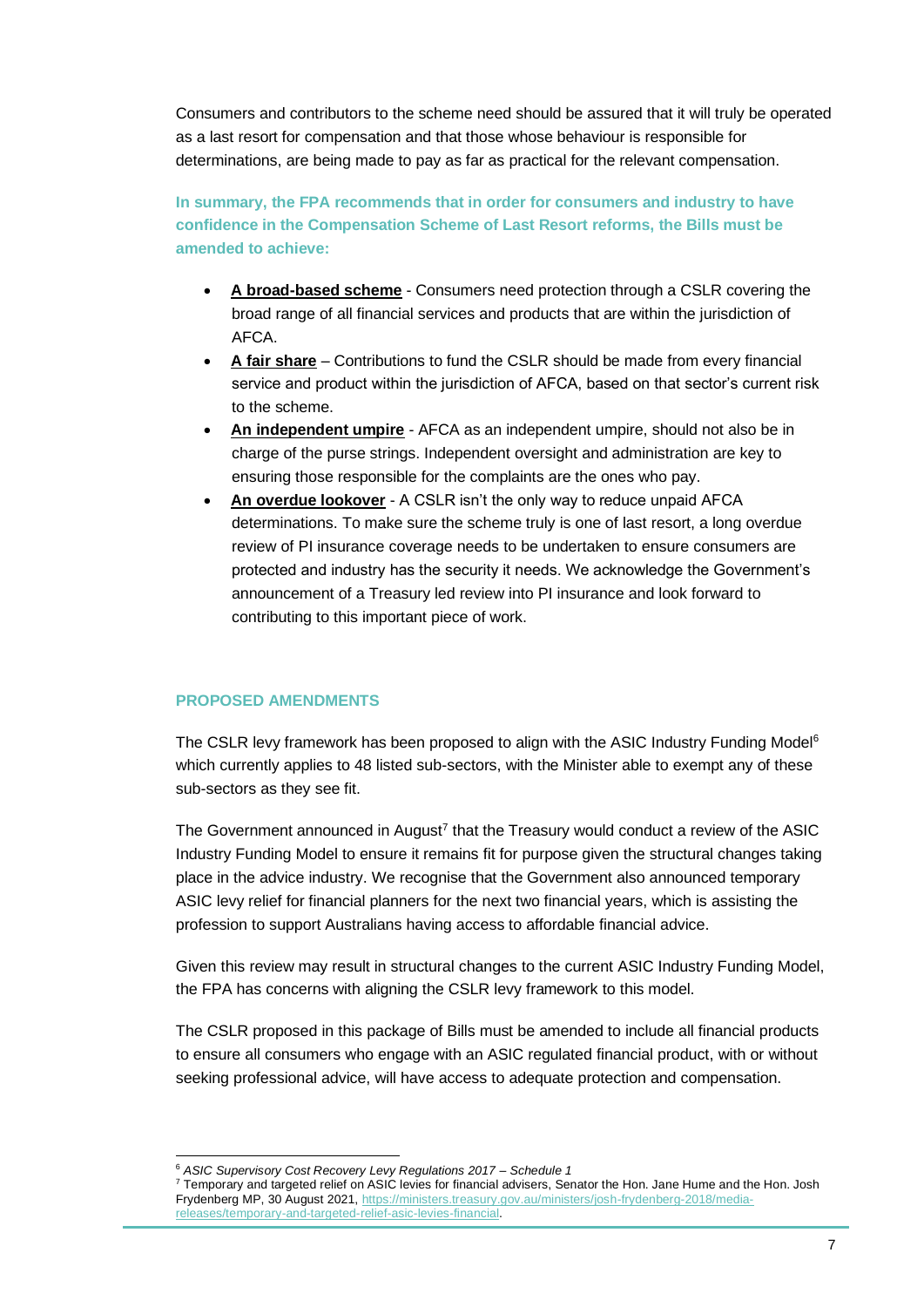Consumers and contributors to the scheme need should be assured that it will truly be operated as a last resort for compensation and that those whose behaviour is responsible for determinations, are being made to pay as far as practical for the relevant compensation.

**In summary, the FPA recommends that in order for consumers and industry to have confidence in the Compensation Scheme of Last Resort reforms, the Bills must be amended to achieve:**

- **A broad-based scheme** - Consumers need protection through a CSLR covering the broad range of all financial services and products that are within the jurisdiction of AFCA.
- **A fair share** – Contributions to fund the CSLR should be made from every financial service and product within the jurisdiction of AFCA, based on that sector's current risk to the scheme.
- **An independent umpire** - AFCA as an independent umpire, should not also be in charge of the purse strings. Independent oversight and administration are key to ensuring those responsible for the complaints are the ones who pay.
- **An overdue lookover** - A CSLR isn't the only way to reduce unpaid AFCA determinations. To make sure the scheme truly is one of last resort, a long overdue review of PI insurance coverage needs to be undertaken to ensure consumers are protected and industry has the security it needs. We acknowledge the Government's announcement of a Treasury led review into PI insurance and look forward to contributing to this important piece of work.

## PROPOSED AMENDMENTS

The CSLR levy framework has been proposed to align with the ASIC Industry Funding Model[6] which currently applies to 48 listed sub-sectors, with the Minister able to exempt any of these sub-sectors as they see fit.

The Government announced in August[7] that the Treasury would conduct a review of the ASIC Industry Funding Model to ensure it remains fit for purpose given the structural changes taking place in the advice industry. We recognise that the Government also announced temporary ASIC levy relief for financial planners for the next two financial years, which is assisting the profession to support Australians having access to affordable financial advice.

Given this review may result in structural changes to the current ASIC Industry Funding Model, the FPA has concerns with aligning the CSLR levy framework to this model.

The CSLR proposed in this package of Bills must be amended to include all financial products to ensure all consumers who engage with an ASIC regulated financial product, with or without seeking professional advice, will have access to adequate protection and compensation.

---

[6] *ASIC Supervisory Cost Recovery Levy Regulations 2017 – Schedule 1*

[7] Temporary and targeted relief on ASIC levies for financial advisers, Senator the Hon. Jane Hume and the Hon. Josh Frydenberg MP, 30 August 2021, https://ministers.treasury.gov.au/ministers/josh-frydenberg-2018/media-releases/temporary-and-targeted-relief-asic-levies-financial.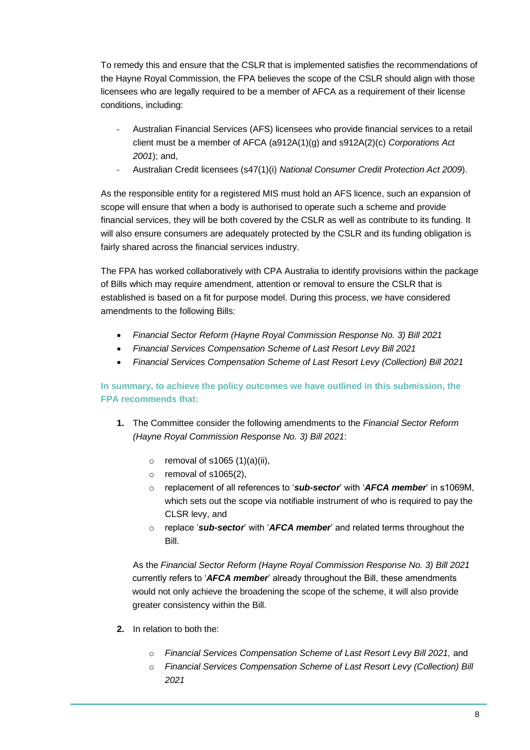To remedy this and ensure that the CSLR that is implemented satisfies the recommendations of the Hayne Royal Commission, the FPA believes the scope of the CSLR should align with those licensees who are legally required to be a member of AFCA as a requirement of their license conditions, including:

- Australian Financial Services (AFS) licensees who provide financial services to a retail client must be a member of AFCA (a912A(1)(g) and s912A(2)(c) *Corporations Act 2001*); and,
- Australian Credit licensees (s47(1)(i) *National Consumer Credit Protection Act 2009*).

As the responsible entity for a registered MIS must hold an AFS licence, such an expansion of scope will ensure that when a body is authorised to operate such a scheme and provide financial services, they will be both covered by the CSLR as well as contribute to its funding. It will also ensure consumers are adequately protected by the CSLR and its funding obligation is fairly shared across the financial services industry.

The FPA has worked collaboratively with CPA Australia to identify provisions within the package of Bills which may require amendment, attention or removal to ensure the CSLR that is established is based on a fit for purpose model. During this process, we have considered amendments to the following Bills:

- *Financial Sector Reform (Hayne Royal Commission Response No. 3) Bill 2021*
- *Financial Services Compensation Scheme of Last Resort Levy Bill 2021*
- *Financial Services Compensation Scheme of Last Resort Levy (Collection) Bill 2021*

**In summary, to achieve the policy outcomes we have outlined in this submission, the FPA recommends that:**

1. The Committee consider the following amendments to the *Financial Sector Reform (Hayne Royal Commission Response No. 3) Bill 2021*:
    - removal of s1065 (1)(a)(ii),
    - removal of s1065(2),
    - replacement of all references to '***sub-sector***' with '***AFCA member***' in s1069M, which sets out the scope via notifiable instrument of who is required to pay the CLSR levy, and
    - replace '***sub-sector***' with '***AFCA member***' and related terms throughout the Bill.

    As the *Financial Sector Reform (Hayne Royal Commission Response No. 3) Bill 2021* currently refers to '***AFCA member***' already throughout the Bill, these amendments would not only achieve the broadening the scope of the scheme, it will also provide greater consistency within the Bill.

2. In relation to both the:
    - *Financial Services Compensation Scheme of Last Resort Levy Bill 2021,* and
    - *Financial Services Compensation Scheme of Last Resort Levy (Collection) Bill 2021*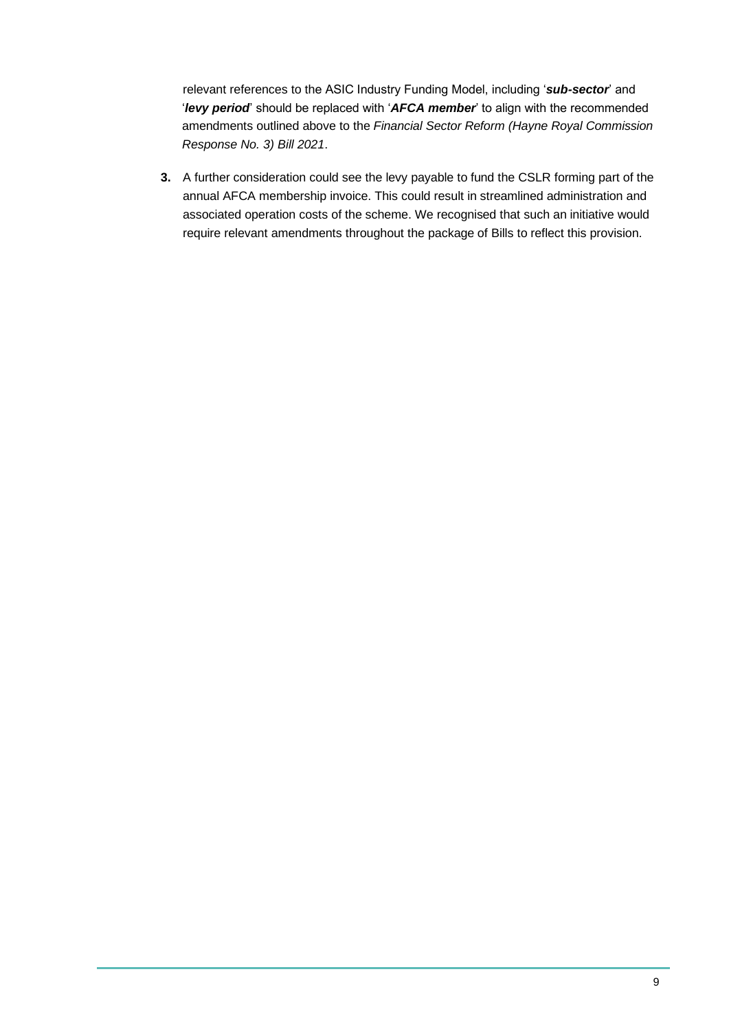relevant references to the ASIC Industry Funding Model, including '***sub-sector***' and '***levy period***' should be replaced with '***AFCA member***' to align with the recommended amendments outlined above to the *Financial Sector Reform (Hayne Royal Commission Response No. 3) Bill 2021*.

3. A further consideration could see the levy payable to fund the CSLR forming part of the annual AFCA membership invoice. This could result in streamlined administration and associated operation costs of the scheme. We recognised that such an initiative would require relevant amendments throughout the package of Bills to reflect this provision.